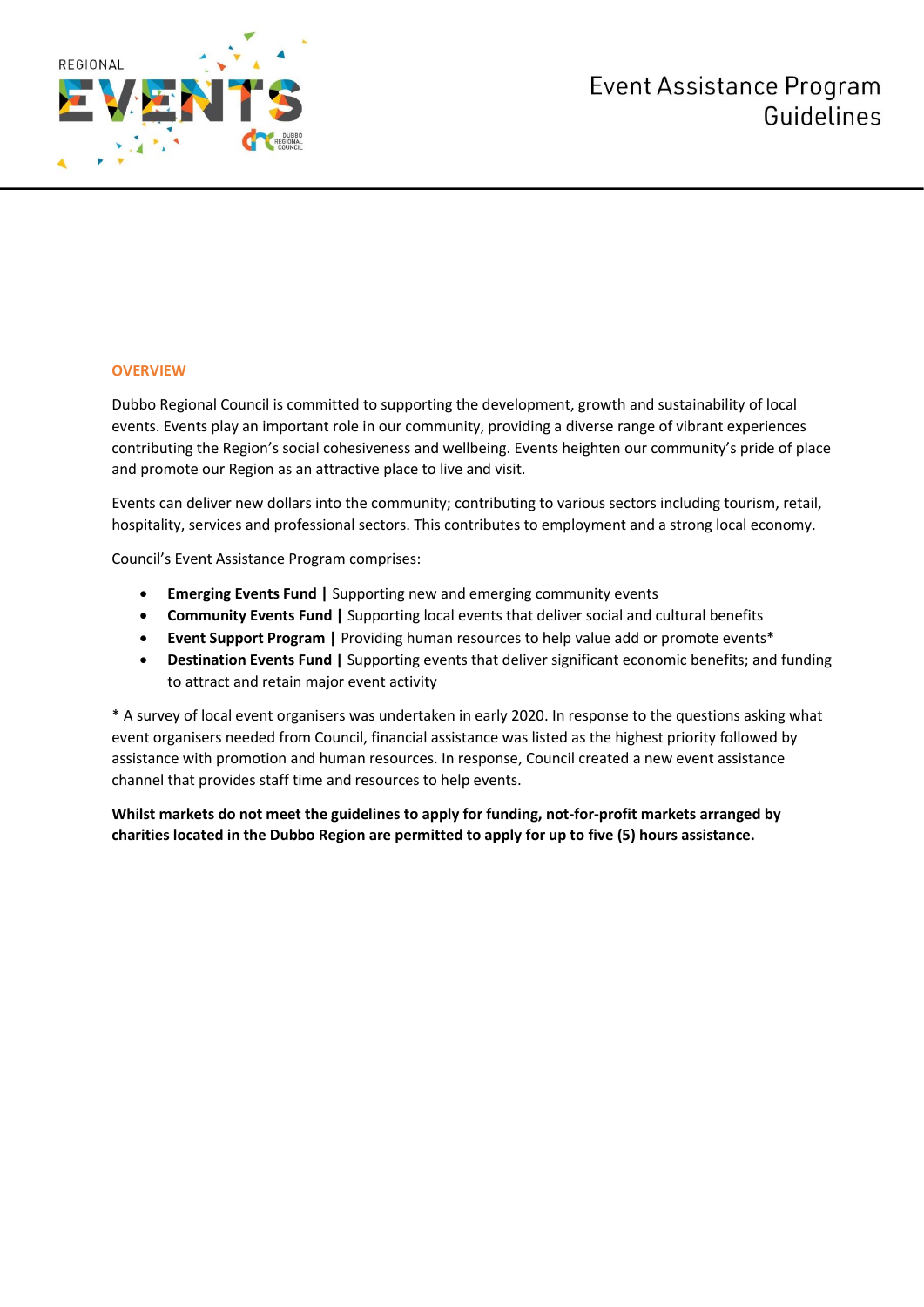# Event Assistance Program Guidelines

## OVERVIEW

Dubbo Regional Council is committed to supporting the development, growth and sustainability of local events. Events play an important role in our community, providing a diverse range of vibrant experiences contributing the Region's social cohesiveness and wellbeing. Events heighten our community's pride of place and promote our Region as an attractive place to live and visit.

Events can deliver new dollars into the community; contributing to various sectors including tourism, retail, hospitality, services and professional sectors. This contributes to employment and a strong local economy.

Council's Event Assistance Program comprises:

- **Emerging Events Fund |** Supporting new and emerging community events
- **Community Events Fund |** Supporting local events that deliver social and cultural benefits
- **Event Support Program |** Providing human resources to help value add or promote events*
- **Destination Events Fund |** Supporting events that deliver significant economic benefits; and funding to attract and retain major event activity

* A survey of local event organisers was undertaken in early 2020. In response to the questions asking what event organisers needed from Council, financial assistance was listed as the highest priority followed by assistance with promotion and human resources. In response, Council created a new event assistance channel that provides staff time and resources to help events.

**Whilst markets do not meet the guidelines to apply for funding, not-for-profit markets arranged by charities located in the Dubbo Region are permitted to apply for up to five (5) hours assistance.**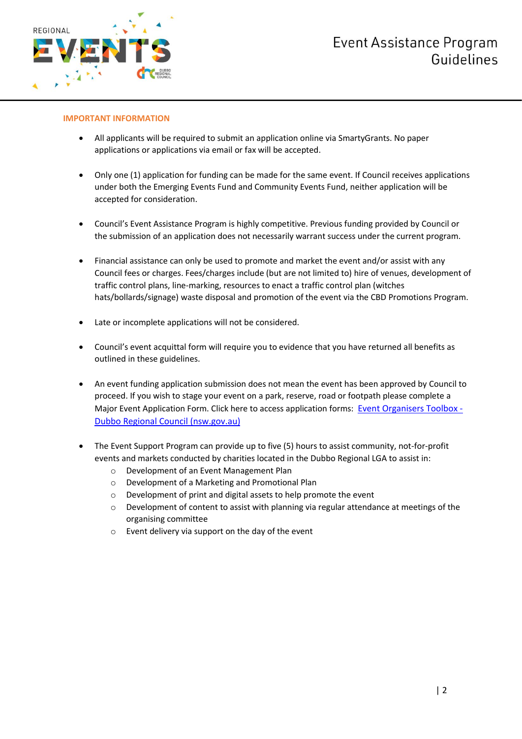## IMPORTANT INFORMATION

- All applicants will be required to submit an application online via SmartyGrants. No paper applications or applications via email or fax will be accepted.

- Only one (1) application for funding can be made for the same event. If Council receives applications under both the Emerging Events Fund and Community Events Fund, neither application will be accepted for consideration.

- Council's Event Assistance Program is highly competitive. Previous funding provided by Council or the submission of an application does not necessarily warrant success under the current program.

- Financial assistance can only be used to promote and market the event and/or assist with any Council fees or charges. Fees/charges include (but are not limited to) hire of venues, development of traffic control plans, line-marking, resources to enact a traffic control plan (witches hats/bollards/signage) waste disposal and promotion of the event via the CBD Promotions Program.

- Late or incomplete applications will not be considered.

- Council's event acquittal form will require you to evidence that you have returned all benefits as outlined in these guidelines.

- An event funding application submission does not mean the event has been approved by Council to proceed. If you wish to stage your event on a park, reserve, road or footpath please complete a Major Event Application Form. Click here to access application forms: [Event Organisers Toolbox - Dubbo Regional Council (nsw.gov.au)]()

- The Event Support Program can provide up to five (5) hours to assist community, not-for-profit events and markets conducted by charities located in the Dubbo Regional LGA to assist in:
  - Development of an Event Management Plan
  - Development of a Marketing and Promotional Plan
  - Development of print and digital assets to help promote the event
  - Development of content to assist with planning via regular attendance at meetings of the organising committee
  - Event delivery via support on the day of the event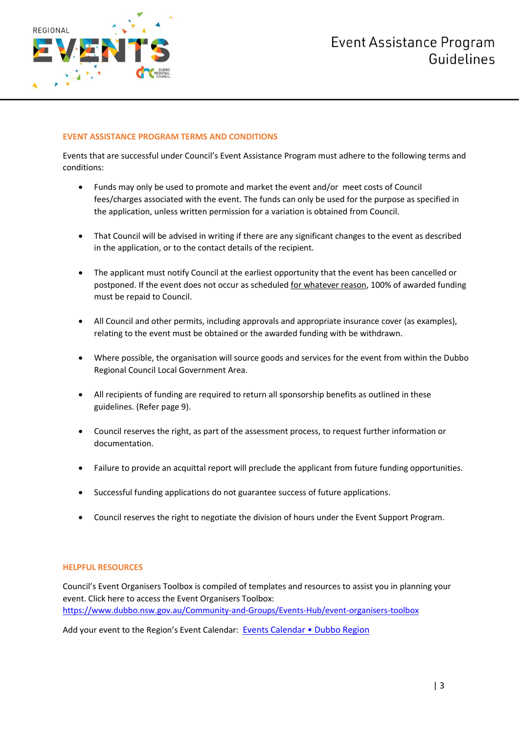## EVENT ASSISTANCE PROGRAM TERMS AND CONDITIONS

Events that are successful under Council's Event Assistance Program must adhere to the following terms and conditions:

- Funds may only be used to promote and market the event and/or meet costs of Council fees/charges associated with the event. The funds can only be used for the purpose as specified in the application, unless written permission for a variation is obtained from Council.
- That Council will be advised in writing if there are any significant changes to the event as described in the application, or to the contact details of the recipient.
- The applicant must notify Council at the earliest opportunity that the event has been cancelled or postponed. If the event does not occur as scheduled for whatever reason, 100% of awarded funding must be repaid to Council.
- All Council and other permits, including approvals and appropriate insurance cover (as examples), relating to the event must be obtained or the awarded funding with be withdrawn.
- Where possible, the organisation will source goods and services for the event from within the Dubbo Regional Council Local Government Area.
- All recipients of funding are required to return all sponsorship benefits as outlined in these guidelines. (Refer page 9).
- Council reserves the right, as part of the assessment process, to request further information or documentation.
- Failure to provide an acquittal report will preclude the applicant from future funding opportunities.
- Successful funding applications do not guarantee success of future applications.
- Council reserves the right to negotiate the division of hours under the Event Support Program.

## HELPFUL RESOURCES

Council's Event Organisers Toolbox is compiled of templates and resources to assist you in planning your event. Click here to access the Event Organisers Toolbox: https://www.dubbo.nsw.gov.au/Community-and-Groups/Events-Hub/event-organisers-toolbox

Add your event to the Region's Event Calendar: Events Calendar • Dubbo Region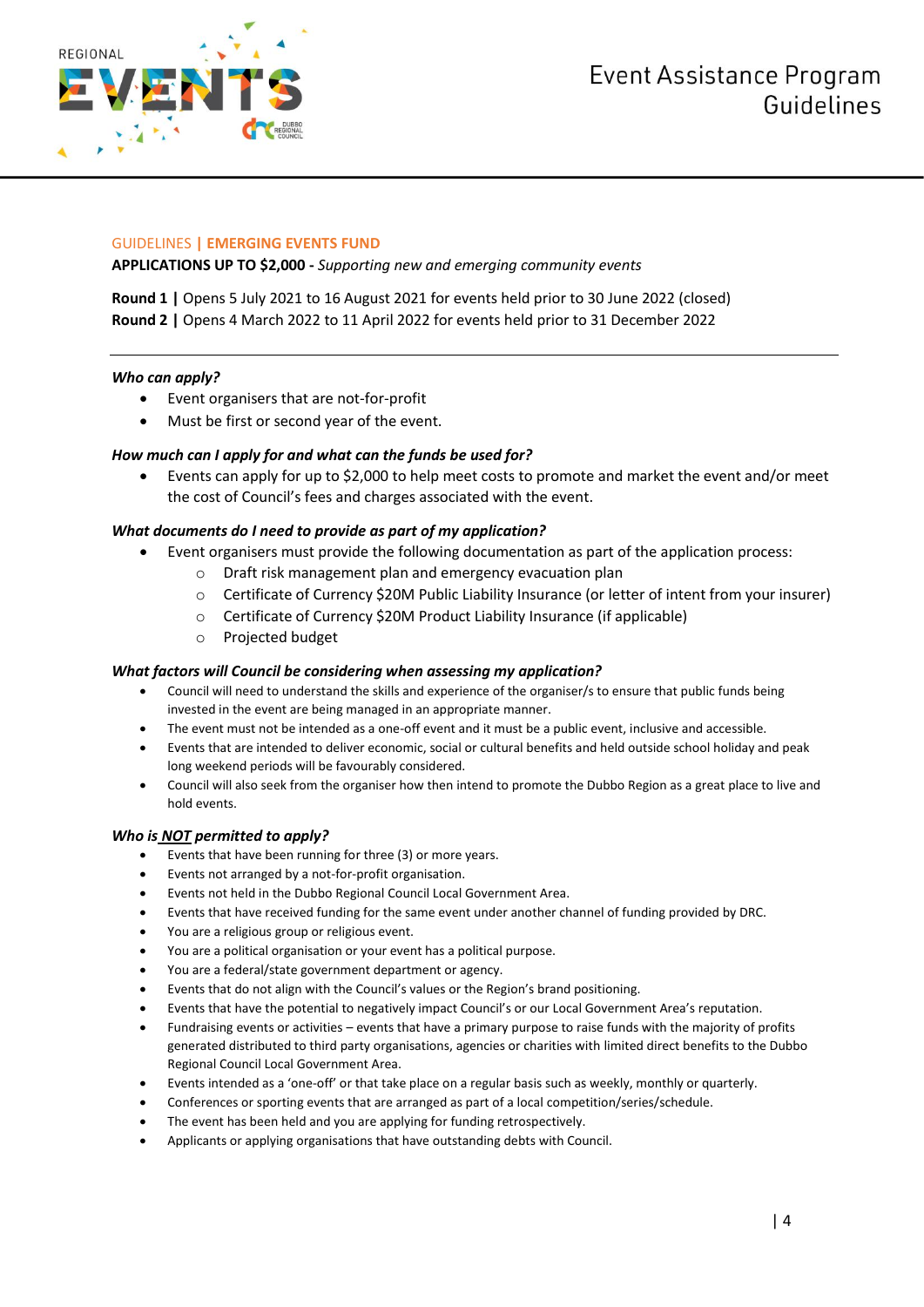## GUIDELINES | EMERGING EVENTS FUND

**APPLICATIONS UP TO $2,000 -** *Supporting new and emerging community events*

**Round 1 |** Opens 5 July 2021 to 16 August 2021 for events held prior to 30 June 2022 (closed)
**Round 2 |** Opens 4 March 2022 to 11 April 2022 for events held prior to 31 December 2022

---

### *Who can apply?*

- Event organisers that are not-for-profit
- Must be first or second year of the event.

### *How much can I apply for and what can the funds be used for?*

- Events can apply for up to $2,000 to help meet costs to promote and market the event and/or meet the cost of Council's fees and charges associated with the event.

### *What documents do I need to provide as part of my application?*

- Event organisers must provide the following documentation as part of the application process:
  - Draft risk management plan and emergency evacuation plan
  - Certificate of Currency $20M Public Liability Insurance (or letter of intent from your insurer)
  - Certificate of Currency $20M Product Liability Insurance (if applicable)
  - Projected budget

### *What factors will Council be considering when assessing my application?*

- Council will need to understand the skills and experience of the organiser/s to ensure that public funds being invested in the event are being managed in an appropriate manner.
- The event must not be intended as a one-off event and it must be a public event, inclusive and accessible.
- Events that are intended to deliver economic, social or cultural benefits and held outside school holiday and peak long weekend periods will be favourably considered.
- Council will also seek from the organiser how then intend to promote the Dubbo Region as a great place to live and hold events.

### *Who is NOT permitted to apply?*

- Events that have been running for three (3) or more years.
- Events not arranged by a not-for-profit organisation.
- Events not held in the Dubbo Regional Council Local Government Area.
- Events that have received funding for the same event under another channel of funding provided by DRC.
- You are a religious group or religious event.
- You are a political organisation or your event has a political purpose.
- You are a federal/state government department or agency.
- Events that do not align with the Council's values or the Region's brand positioning.
- Events that have the potential to negatively impact Council's or our Local Government Area's reputation.
- Fundraising events or activities – events that have a primary purpose to raise funds with the majority of profits generated distributed to third party organisations, agencies or charities with limited direct benefits to the Dubbo Regional Council Local Government Area.
- Events intended as a 'one-off' or that take place on a regular basis such as weekly, monthly or quarterly.
- Conferences or sporting events that are arranged as part of a local competition/series/schedule.
- The event has been held and you are applying for funding retrospectively.
- Applicants or applying organisations that have outstanding debts with Council.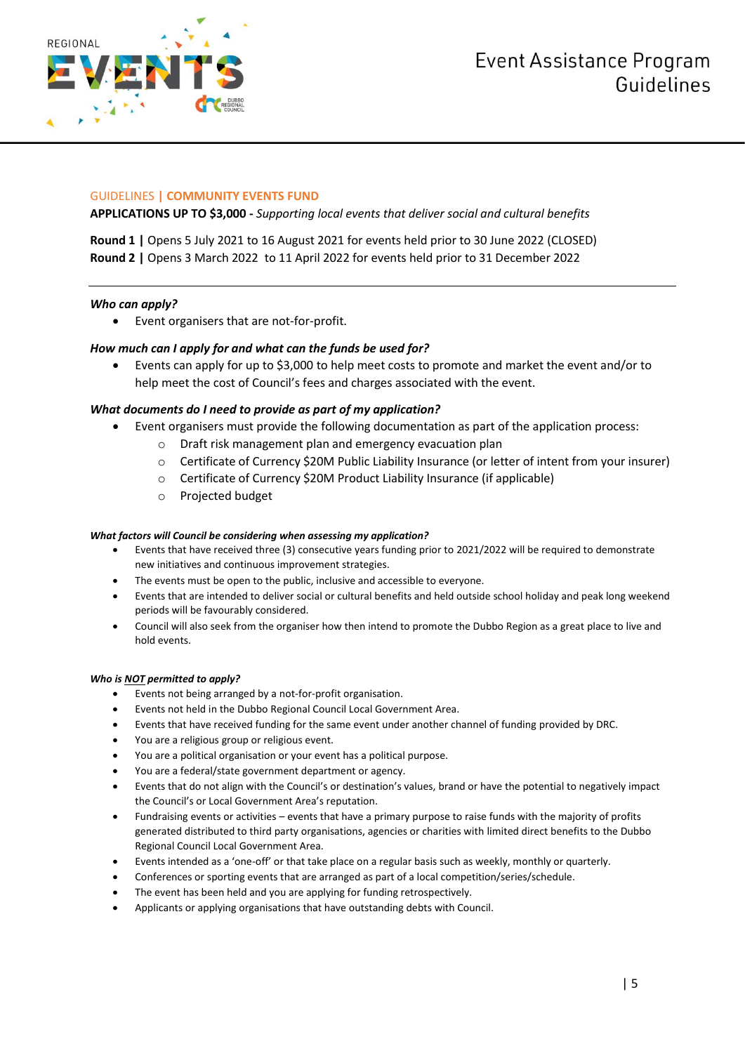## GUIDELINES | COMMUNITY EVENTS FUND

**APPLICATIONS UP TO $3,000 -** *Supporting local events that deliver social and cultural benefits*

**Round 1 |** Opens 5 July 2021 to 16 August 2021 for events held prior to 30 June 2022 (CLOSED)
**Round 2 |** Opens 3 March 2022 to 11 April 2022 for events held prior to 31 December 2022

---

***Who can apply?***

- Event organisers that are not-for-profit.

***How much can I apply for and what can the funds be used for?***

- Events can apply for up to $3,000 to help meet costs to promote and market the event and/or to help meet the cost of Council's fees and charges associated with the event.

***What documents do I need to provide as part of my application?***

- Event organisers must provide the following documentation as part of the application process:
  - Draft risk management plan and emergency evacuation plan
  - Certificate of Currency $20M Public Liability Insurance (or letter of intent from your insurer)
  - Certificate of Currency $20M Product Liability Insurance (if applicable)
  - Projected budget

***What factors will Council be considering when assessing my application?***

- Events that have received three (3) consecutive years funding prior to 2021/2022 will be required to demonstrate new initiatives and continuous improvement strategies.
- The events must be open to the public, inclusive and accessible to everyone.
- Events that are intended to deliver social or cultural benefits and held outside school holiday and peak long weekend periods will be favourably considered.
- Council will also seek from the organiser how then intend to promote the Dubbo Region as a great place to live and hold events.

***Who is NOT permitted to apply?***

- Events not being arranged by a not-for-profit organisation.
- Events not held in the Dubbo Regional Council Local Government Area.
- Events that have received funding for the same event under another channel of funding provided by DRC.
- You are a religious group or religious event.
- You are a political organisation or your event has a political purpose.
- You are a federal/state government department or agency.
- Events that do not align with the Council's or destination's values, brand or have the potential to negatively impact the Council's or Local Government Area's reputation.
- Fundraising events or activities – events that have a primary purpose to raise funds with the majority of profits generated distributed to third party organisations, agencies or charities with limited direct benefits to the Dubbo Regional Council Local Government Area.
- Events intended as a 'one-off' or that take place on a regular basis such as weekly, monthly or quarterly.
- Conferences or sporting events that are arranged as part of a local competition/series/schedule.
- The event has been held and you are applying for funding retrospectively.
- Applicants or applying organisations that have outstanding debts with Council.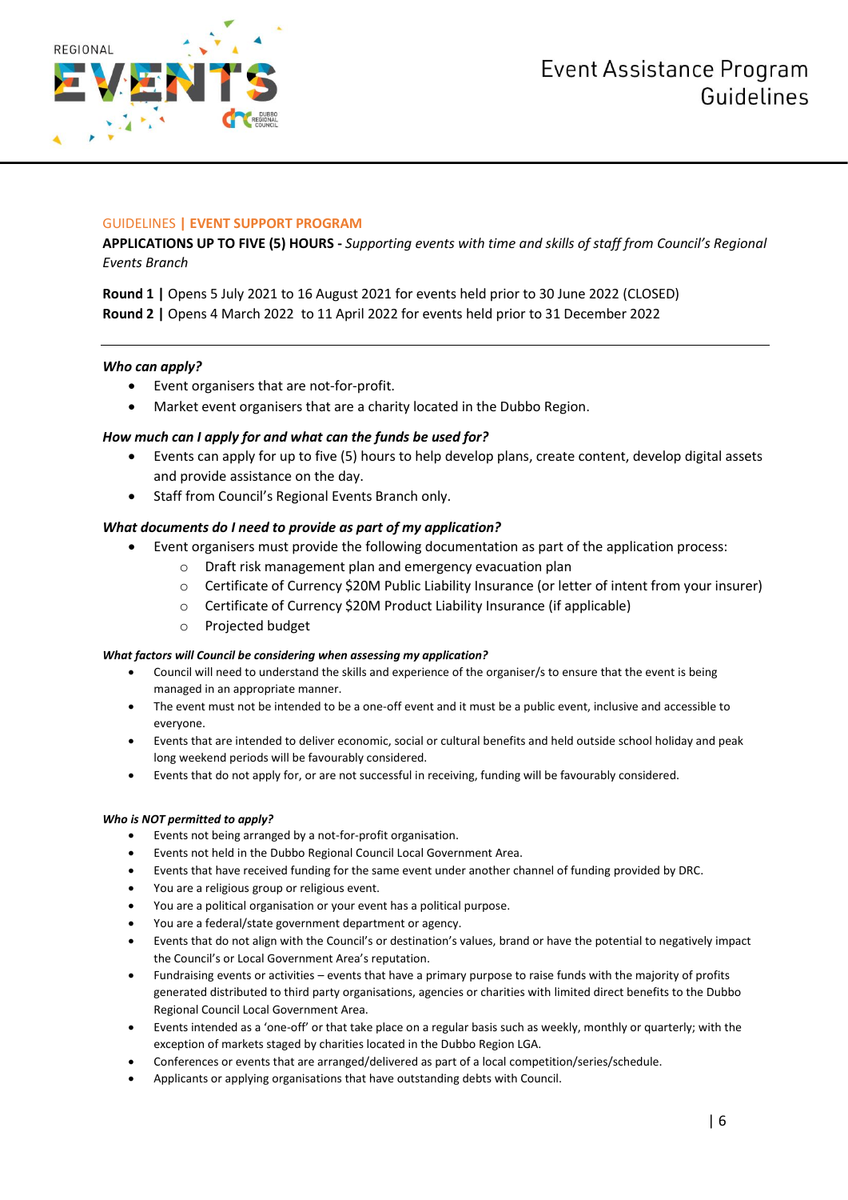## GUIDELINES | EVENT SUPPORT PROGRAM

**APPLICATIONS UP TO FIVE (5) HOURS -** *Supporting events with time and skills of staff from Council's Regional Events Branch*

**Round 1 |** Opens 5 July 2021 to 16 August 2021 for events held prior to 30 June 2022 (CLOSED)
**Round 2 |** Opens 4 March 2022 to 11 April 2022 for events held prior to 31 December 2022

---

### *Who can apply?*

- Event organisers that are not-for-profit.
- Market event organisers that are a charity located in the Dubbo Region.

### *How much can I apply for and what can the funds be used for?*

- Events can apply for up to five (5) hours to help develop plans, create content, develop digital assets and provide assistance on the day.
- Staff from Council's Regional Events Branch only.

### *What documents do I need to provide as part of my application?*

- Event organisers must provide the following documentation as part of the application process:
    - Draft risk management plan and emergency evacuation plan
    - Certificate of Currency $20M Public Liability Insurance (or letter of intent from your insurer)
    - Certificate of Currency $20M Product Liability Insurance (if applicable)
    - Projected budget

#### *What factors will Council be considering when assessing my application?*

- Council will need to understand the skills and experience of the organiser/s to ensure that the event is being managed in an appropriate manner.
- The event must not be intended to be a one-off event and it must be a public event, inclusive and accessible to everyone.
- Events that are intended to deliver economic, social or cultural benefits and held outside school holiday and peak long weekend periods will be favourably considered.
- Events that do not apply for, or are not successful in receiving, funding will be favourably considered.

#### *Who is NOT permitted to apply?*

- Events not being arranged by a not-for-profit organisation.
- Events not held in the Dubbo Regional Council Local Government Area.
- Events that have received funding for the same event under another channel of funding provided by DRC.
- You are a religious group or religious event.
- You are a political organisation or your event has a political purpose.
- You are a federal/state government department or agency.
- Events that do not align with the Council's or destination's values, brand or have the potential to negatively impact the Council's or Local Government Area's reputation.
- Fundraising events or activities – events that have a primary purpose to raise funds with the majority of profits generated distributed to third party organisations, agencies or charities with limited direct benefits to the Dubbo Regional Council Local Government Area.
- Events intended as a 'one-off' or that take place on a regular basis such as weekly, monthly or quarterly; with the exception of markets staged by charities located in the Dubbo Region LGA.
- Conferences or events that are arranged/delivered as part of a local competition/series/schedule.
- Applicants or applying organisations that have outstanding debts with Council.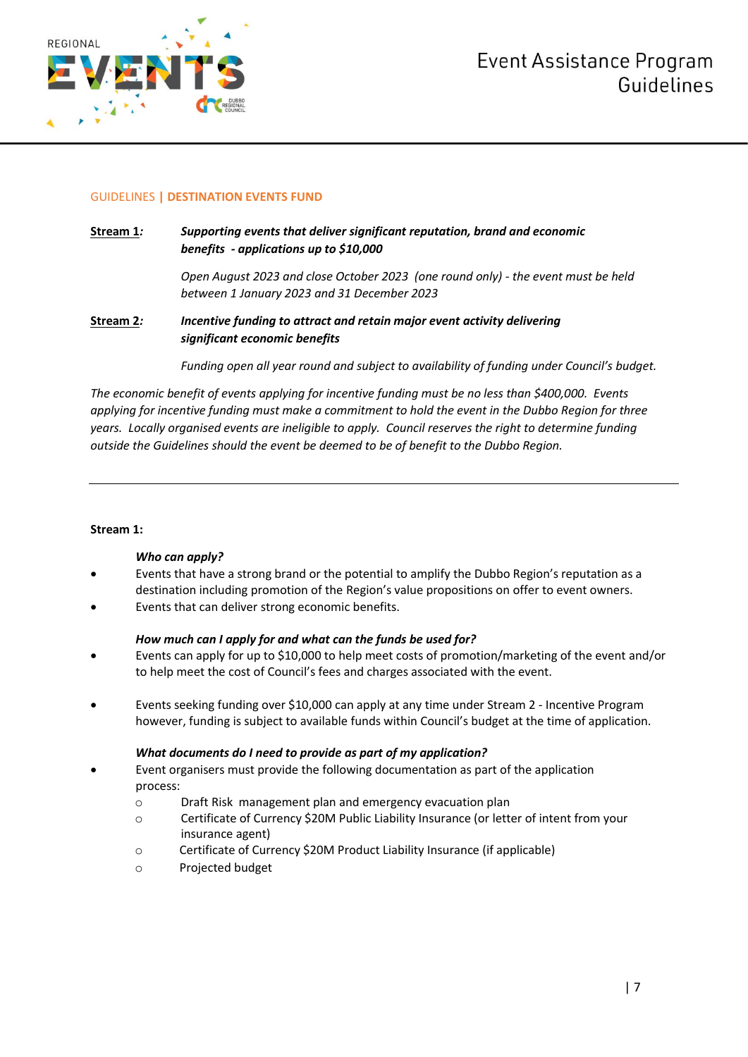GUIDELINES | **DESTINATION EVENTS FUND**

**Stream 1:** ***Supporting events that deliver significant reputation, brand and economic benefits - applications up to $10,000***

*Open August 2023 and close October 2023 (one round only) - the event must be held between 1 January 2023 and 31 December 2023*

**Stream 2:** ***Incentive funding to attract and retain major event activity delivering significant economic benefits***

*Funding open all year round and subject to availability of funding under Council's budget.*

*The economic benefit of events applying for incentive funding must be no less than $400,000. Events applying for incentive funding must make a commitment to hold the event in the Dubbo Region for three years. Locally organised events are ineligible to apply. Council reserves the right to determine funding outside the Guidelines should the event be deemed to be of benefit to the Dubbo Region.*

---

**Stream 1:**

***Who can apply?***

- Events that have a strong brand or the potential to amplify the Dubbo Region's reputation as a destination including promotion of the Region's value propositions on offer to event owners.
- Events that can deliver strong economic benefits.

***How much can I apply for and what can the funds be used for?***

- Events can apply for up to $10,000 to help meet costs of promotion/marketing of the event and/or to help meet the cost of Council's fees and charges associated with the event.
- Events seeking funding over $10,000 can apply at any time under Stream 2 - Incentive Program however, funding is subject to available funds within Council's budget at the time of application.

***What documents do I need to provide as part of my application?***

- Event organisers must provide the following documentation as part of the application process:
  - Draft Risk management plan and emergency evacuation plan
  - Certificate of Currency $20M Public Liability Insurance (or letter of intent from your insurance agent)
  - Certificate of Currency $20M Product Liability Insurance (if applicable)
  - Projected budget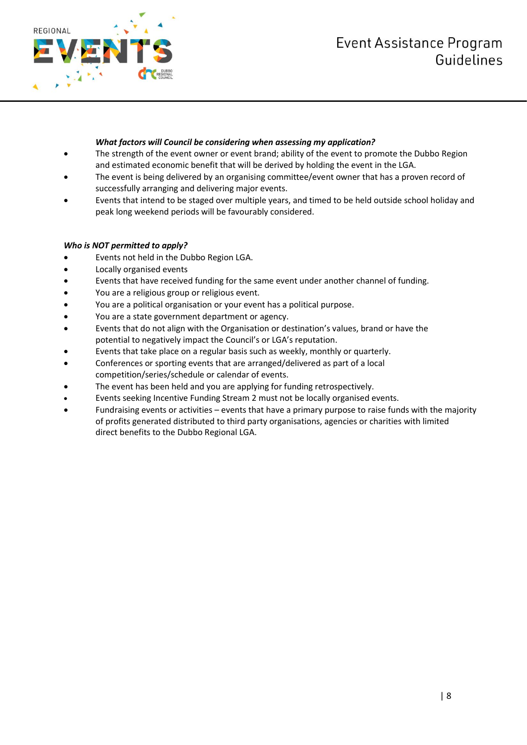***What factors will Council be considering when assessing my application?***

- The strength of the event owner or event brand; ability of the event to promote the Dubbo Region and estimated economic benefit that will be derived by holding the event in the LGA.
- The event is being delivered by an organising committee/event owner that has a proven record of successfully arranging and delivering major events.
- Events that intend to be staged over multiple years, and timed to be held outside school holiday and peak long weekend periods will be favourably considered.

***Who is NOT permitted to apply?***

- Events not held in the Dubbo Region LGA.
- Locally organised events
- Events that have received funding for the same event under another channel of funding.
- You are a religious group or religious event.
- You are a political organisation or your event has a political purpose.
- You are a state government department or agency.
- Events that do not align with the Organisation or destination's values, brand or have the potential to negatively impact the Council's or LGA's reputation.
- Events that take place on a regular basis such as weekly, monthly or quarterly.
- Conferences or sporting events that are arranged/delivered as part of a local competition/series/schedule or calendar of events.
- The event has been held and you are applying for funding retrospectively.
- Events seeking Incentive Funding Stream 2 must not be locally organised events.
- Fundraising events or activities – events that have a primary purpose to raise funds with the majority of profits generated distributed to third party organisations, agencies or charities with limited direct benefits to the Dubbo Regional LGA.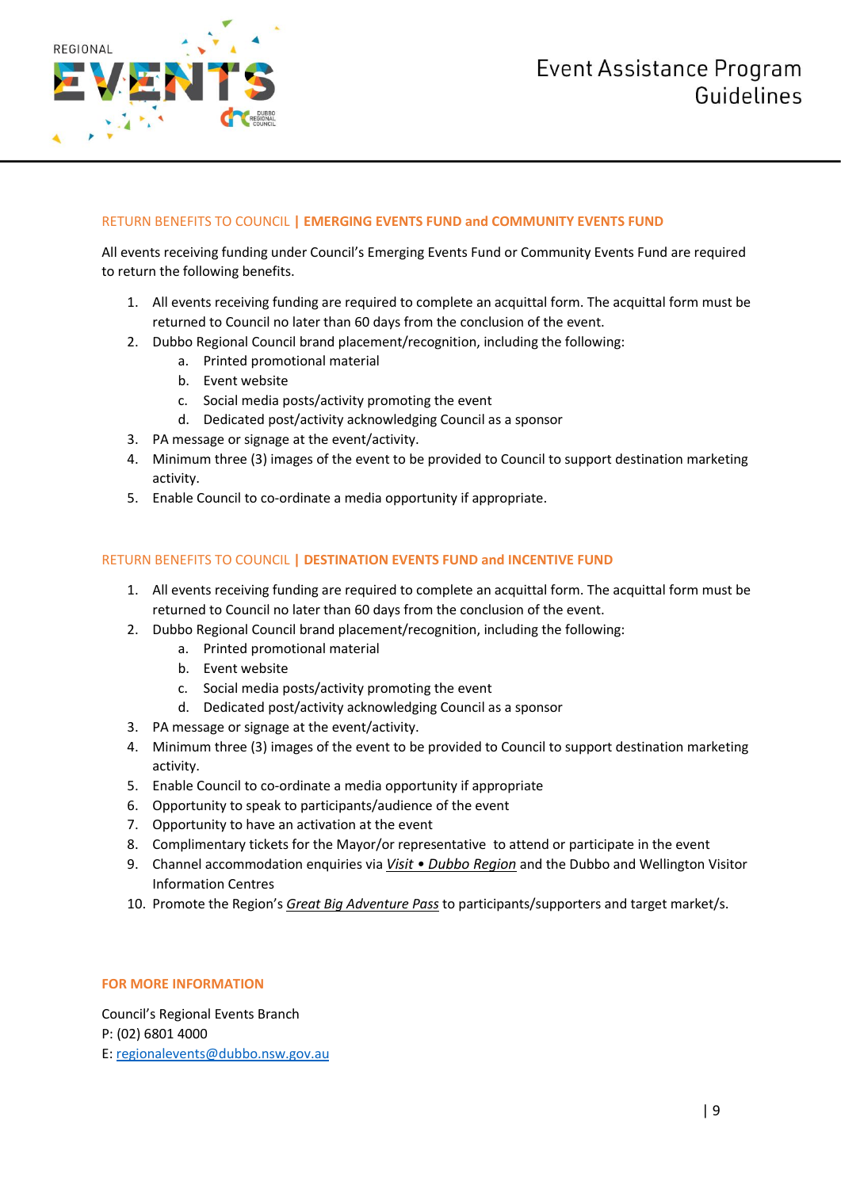## RETURN BENEFITS TO COUNCIL | **EMERGING EVENTS FUND and COMMUNITY EVENTS FUND**

All events receiving funding under Council's Emerging Events Fund or Community Events Fund are required to return the following benefits.

1. All events receiving funding are required to complete an acquittal form. The acquittal form must be returned to Council no later than 60 days from the conclusion of the event.
2. Dubbo Regional Council brand placement/recognition, including the following:
   a. Printed promotional material
   b. Event website
   c. Social media posts/activity promoting the event
   d. Dedicated post/activity acknowledging Council as a sponsor
3. PA message or signage at the event/activity.
4. Minimum three (3) images of the event to be provided to Council to support destination marketing activity.
5. Enable Council to co-ordinate a media opportunity if appropriate.

## RETURN BENEFITS TO COUNCIL | **DESTINATION EVENTS FUND and INCENTIVE FUND**

1. All events receiving funding are required to complete an acquittal form. The acquittal form must be returned to Council no later than 60 days from the conclusion of the event.
2. Dubbo Regional Council brand placement/recognition, including the following:
   a. Printed promotional material
   b. Event website
   c. Social media posts/activity promoting the event
   d. Dedicated post/activity acknowledging Council as a sponsor
3. PA message or signage at the event/activity.
4. Minimum three (3) images of the event to be provided to Council to support destination marketing activity.
5. Enable Council to co-ordinate a media opportunity if appropriate
6. Opportunity to speak to participants/audience of the event
7. Opportunity to have an activation at the event
8. Complimentary tickets for the Mayor/or representative to attend or participate in the event
9. Channel accommodation enquiries via *Visit • Dubbo Region* and the Dubbo and Wellington Visitor Information Centres
10. Promote the Region's *Great Big Adventure Pass* to participants/supporters and target market/s.

## FOR MORE INFORMATION

Council's Regional Events Branch
P: (02) 6801 4000
E: regionalevents@dubbo.nsw.gov.au